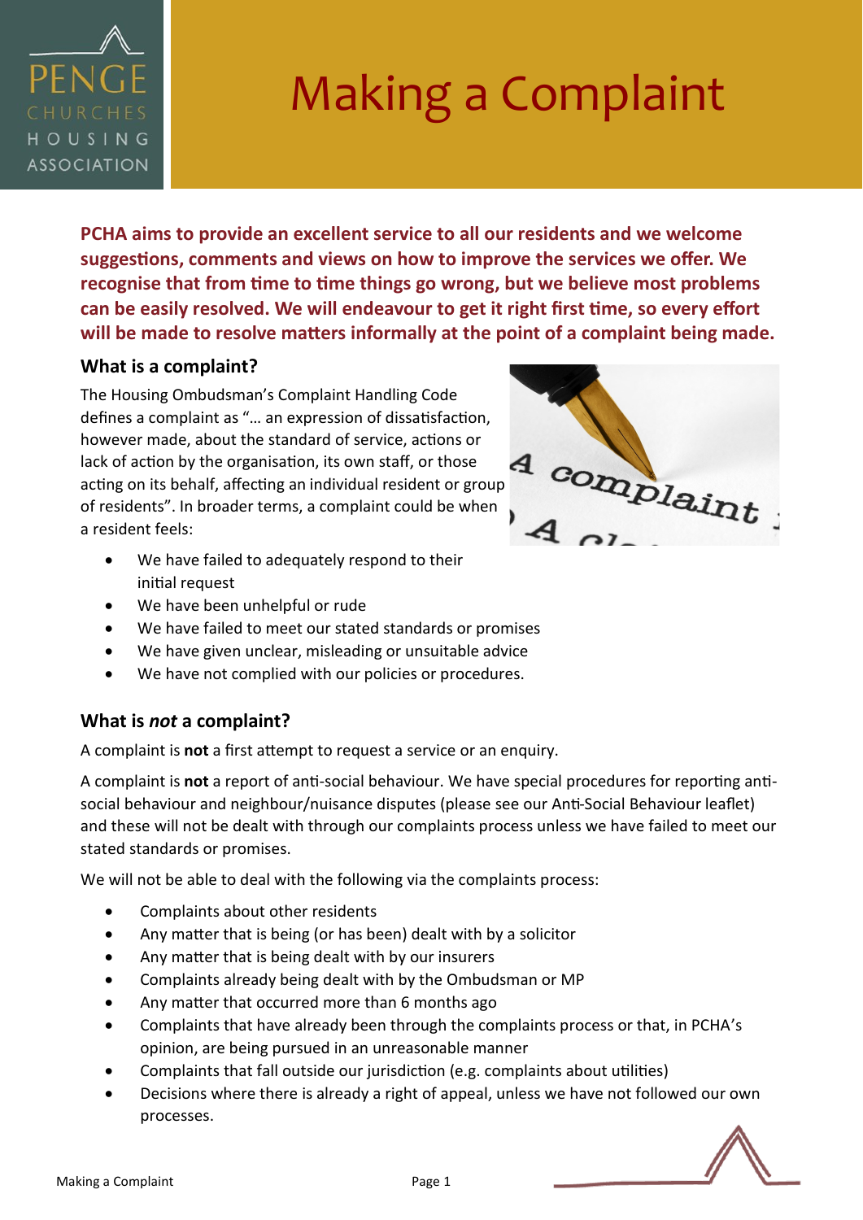# Making a Complaint

**PCHA aims to provide an excellent service to all our residents and we welcome suggestions, comments and views on how to improve the services we offer. We recognise that from time to time things go wrong, but we believe most problems can be easily resolved. We will endeavour to get it right first time, so every effort will be made to resolve matters informally at the point of a complaint being made.**

## What is a complaint?

The Housing Ombudsman's Complaint Handling Code defines a complaint as "… an expression of dissatisfaction, however made, about the standard of service, actions or lack of action by the organisation, its own staff, or those acting on its behalf, affecting an individual resident or group of residents". In broader terms, a complaint could be when a resident feels:

- We have failed to adequately respond to their initial request
- We have been unhelpful or rude
- We have failed to meet our stated standards or promises
- We have given unclear, misleading or unsuitable advice
- We have not complied with our policies or procedures.

## What is *not* a complaint?

A complaint is **not** a first attempt to request a service or an enquiry.

A complaint is **not** a report of anti-social behaviour. We have special procedures for reporting anti-social behaviour and neighbour/nuisance disputes (please see our Anti-Social Behaviour leaflet) and these will not be dealt with through our complaints process unless we have failed to meet our stated standards or promises.

We will not be able to deal with the following via the complaints process:

- Complaints about other residents
- Any matter that is being (or has been) dealt with by a solicitor
- Any matter that is being dealt with by our insurers
- Complaints already being dealt with by the Ombudsman or MP
- Any matter that occurred more than 6 months ago
- Complaints that have already been through the complaints process or that, in PCHA's opinion, are being pursued in an unreasonable manner
- Complaints that fall outside our jurisdiction (e.g. complaints about utilities)
- Decisions where there is already a right of appeal, unless we have not followed our own processes.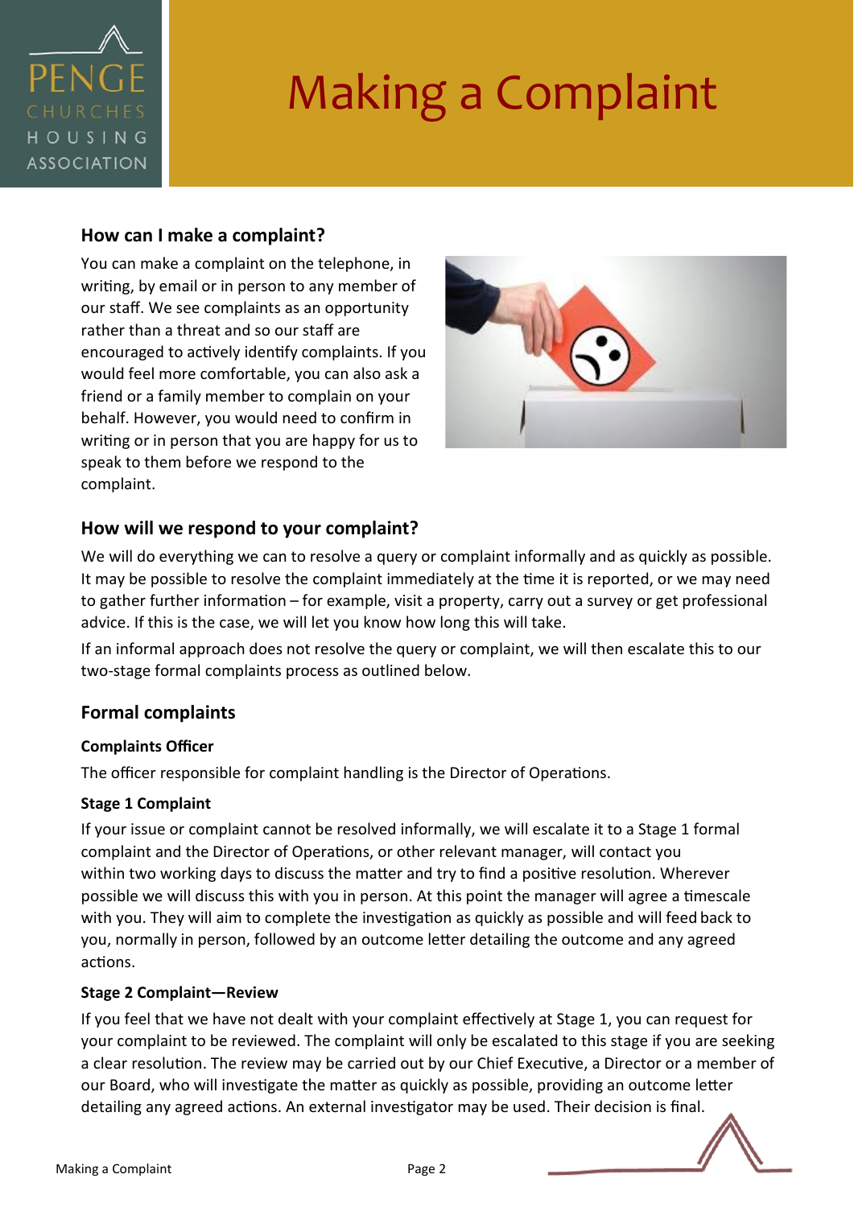# Making a Complaint

## How can I make a complaint?

You can make a complaint on the telephone, in writing, by email or in person to any member of our staff. We see complaints as an opportunity rather than a threat and so our staff are encouraged to actively identify complaints. If you would feel more comfortable, you can also ask a friend or a family member to complain on your behalf. However, you would need to confirm in writing or in person that you are happy for us to speak to them before we respond to the complaint.

## How will we respond to your complaint?

We will do everything we can to resolve a query or complaint informally and as quickly as possible. It may be possible to resolve the complaint immediately at the time it is reported, or we may need to gather further information – for example, visit a property, carry out a survey or get professional advice. If this is the case, we will let you know how long this will take.

If an informal approach does not resolve the query or complaint, we will then escalate this to our two-stage formal complaints process as outlined below.

## Formal complaints

### Complaints Officer

The officer responsible for complaint handling is the Director of Operations.

### Stage 1 Complaint

If your issue or complaint cannot be resolved informally, we will escalate it to a Stage 1 formal complaint and the Director of Operations, or other relevant manager, will contact you within two working days to discuss the matter and try to find a positive resolution. Wherever possible we will discuss this with you in person. At this point the manager will agree a timescale with you. They will aim to complete the investigation as quickly as possible and will feed back to you, normally in person, followed by an outcome letter detailing the outcome and any agreed actions.

### Stage 2 Complaint—Review

If you feel that we have not dealt with your complaint effectively at Stage 1, you can request for your complaint to be reviewed. The complaint will only be escalated to this stage if you are seeking a clear resolution. The review may be carried out by our Chief Executive, a Director or a member of our Board, who will investigate the matter as quickly as possible, providing an outcome letter detailing any agreed actions. An external investigator may be used. Their decision is final.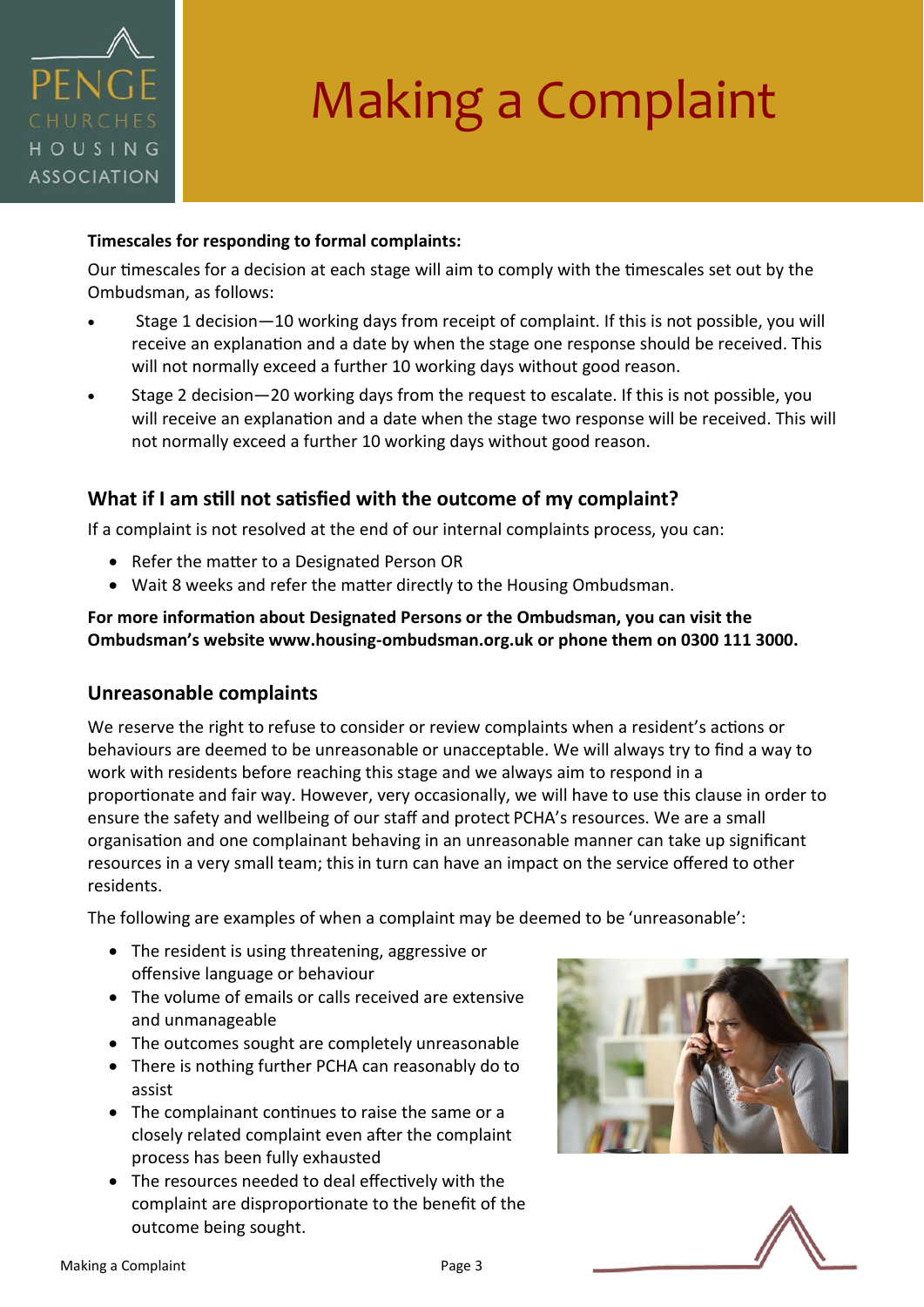# Making a Complaint

**Timescales for responding to formal complaints:**

Our timescales for a decision at each stage will aim to comply with the timescales set out by the Ombudsman, as follows:

- Stage 1 decision—10 working days from receipt of complaint. If this is not possible, you will receive an explanation and a date by when the stage one response should be received. This will not normally exceed a further 10 working days without good reason.
- Stage 2 decision—20 working days from the request to escalate. If this is not possible, you will receive an explanation and a date when the stage two response will be received. This will not normally exceed a further 10 working days without good reason.

## What if I am still not satisfied with the outcome of my complaint?

If a complaint is not resolved at the end of our internal complaints process, you can:

- Refer the matter to a Designated Person OR
- Wait 8 weeks and refer the matter directly to the Housing Ombudsman.

**For more information about Designated Persons or the Ombudsman, you can visit the Ombudsman's website www.housing-ombudsman.org.uk or phone them on 0300 111 3000.**

## Unreasonable complaints

We reserve the right to refuse to consider or review complaints when a resident's actions or behaviours are deemed to be unreasonable or unacceptable. We will always try to find a way to work with residents before reaching this stage and we always aim to respond in a proportionate and fair way. However, very occasionally, we will have to use this clause in order to ensure the safety and wellbeing of our staff and protect PCHA's resources. We are a small organisation and one complainant behaving in an unreasonable manner can take up significant resources in a very small team; this in turn can have an impact on the service offered to other residents.

The following are examples of when a complaint may be deemed to be 'unreasonable':

- The resident is using threatening, aggressive or offensive language or behaviour
- The volume of emails or calls received are extensive and unmanageable
- The outcomes sought are completely unreasonable
- There is nothing further PCHA can reasonably do to assist
- The complainant continues to raise the same or a closely related complaint even after the complaint process has been fully exhausted
- The resources needed to deal effectively with the complaint are disproportionate to the benefit of the outcome being sought.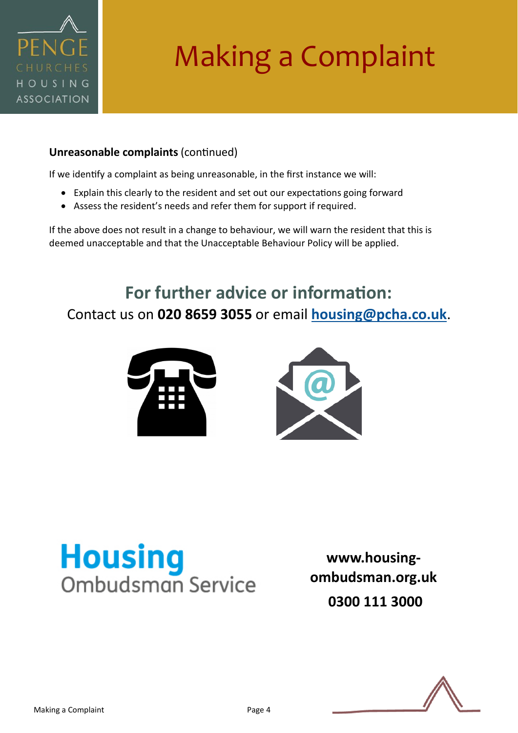# Making a Complaint

**Unreasonable complaints** (continued)

If we identify a complaint as being unreasonable, in the first instance we will:

- Explain this clearly to the resident and set out our expectations going forward
- Assess the resident's needs and refer them for support if required.

If the above does not result in a change to behaviour, we will warn the resident that this is deemed unacceptable and that the Unacceptable Behaviour Policy will be applied.

## For further advice or information:

Contact us on **020 8659 3055** or email **housing@pcha.co.uk**.

Housing Ombudsman Service

**www.housing-ombudsman.org.uk**

**0300 111 3000**